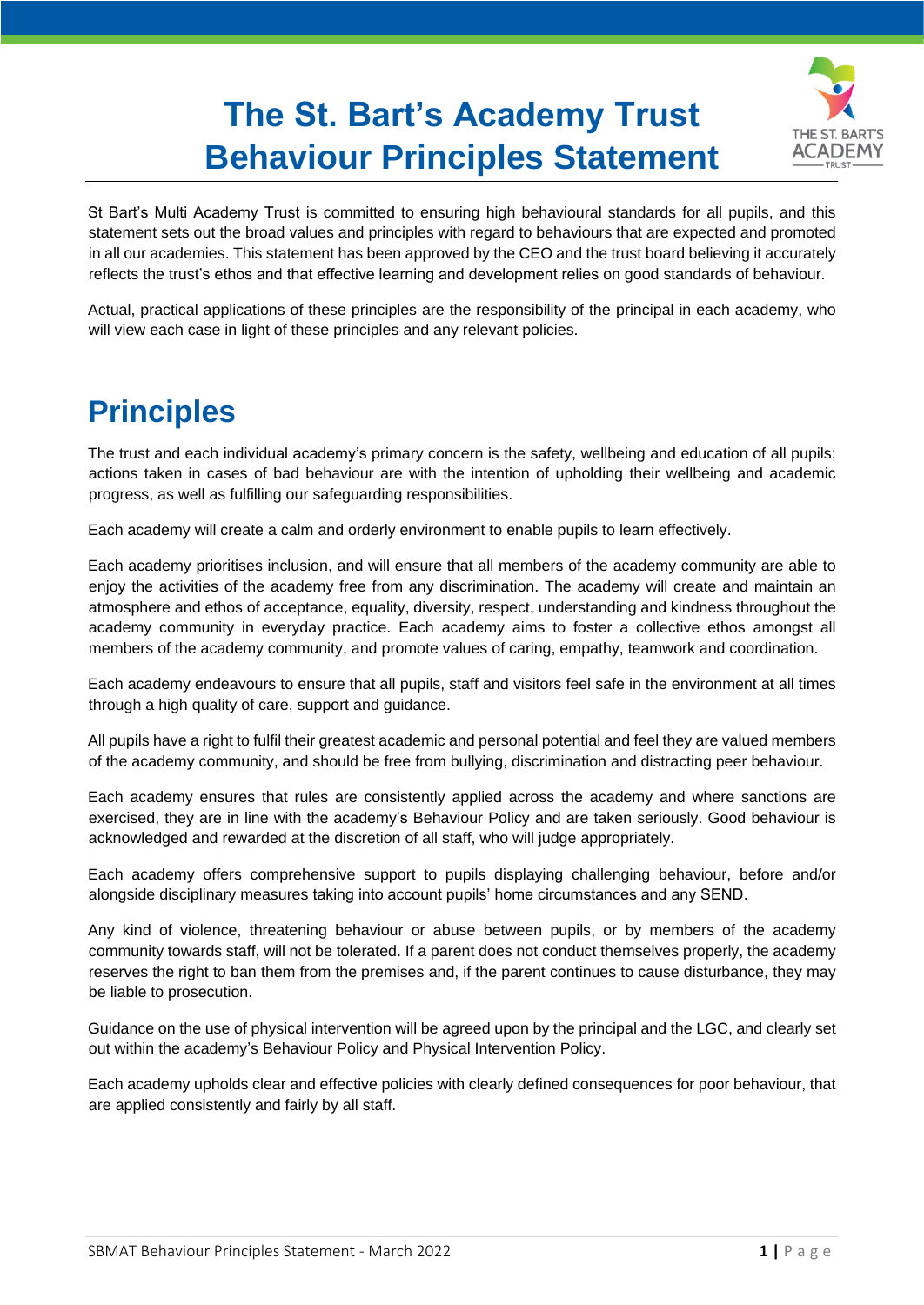# The St. Bart's Academy Trust Behaviour Principles Statement

St Bart's Multi Academy Trust is committed to ensuring high behavioural standards for all pupils, and this statement sets out the broad values and principles with regard to behaviours that are expected and promoted in all our academies. This statement has been approved by the CEO and the trust board believing it accurately reflects the trust's ethos and that effective learning and development relies on good standards of behaviour.

Actual, practical applications of these principles are the responsibility of the principal in each academy, who will view each case in light of these principles and any relevant policies.

## Principles

The trust and each individual academy's primary concern is the safety, wellbeing and education of all pupils; actions taken in cases of bad behaviour are with the intention of upholding their wellbeing and academic progress, as well as fulfilling our safeguarding responsibilities.

Each academy will create a calm and orderly environment to enable pupils to learn effectively.

Each academy prioritises inclusion, and will ensure that all members of the academy community are able to enjoy the activities of the academy free from any discrimination. The academy will create and maintain an atmosphere and ethos of acceptance, equality, diversity, respect, understanding and kindness throughout the academy community in everyday practice. Each academy aims to foster a collective ethos amongst all members of the academy community, and promote values of caring, empathy, teamwork and coordination.

Each academy endeavours to ensure that all pupils, staff and visitors feel safe in the environment at all times through a high quality of care, support and guidance.

All pupils have a right to fulfil their greatest academic and personal potential and feel they are valued members of the academy community, and should be free from bullying, discrimination and distracting peer behaviour.

Each academy ensures that rules are consistently applied across the academy and where sanctions are exercised, they are in line with the academy's Behaviour Policy and are taken seriously. Good behaviour is acknowledged and rewarded at the discretion of all staff, who will judge appropriately.

Each academy offers comprehensive support to pupils displaying challenging behaviour, before and/or alongside disciplinary measures taking into account pupils' home circumstances and any SEND.

Any kind of violence, threatening behaviour or abuse between pupils, or by members of the academy community towards staff, will not be tolerated. If a parent does not conduct themselves properly, the academy reserves the right to ban them from the premises and, if the parent continues to cause disturbance, they may be liable to prosecution.

Guidance on the use of physical intervention will be agreed upon by the principal and the LGC, and clearly set out within the academy's Behaviour Policy and Physical Intervention Policy.

Each academy upholds clear and effective policies with clearly defined consequences for poor behaviour, that are applied consistently and fairly by all staff.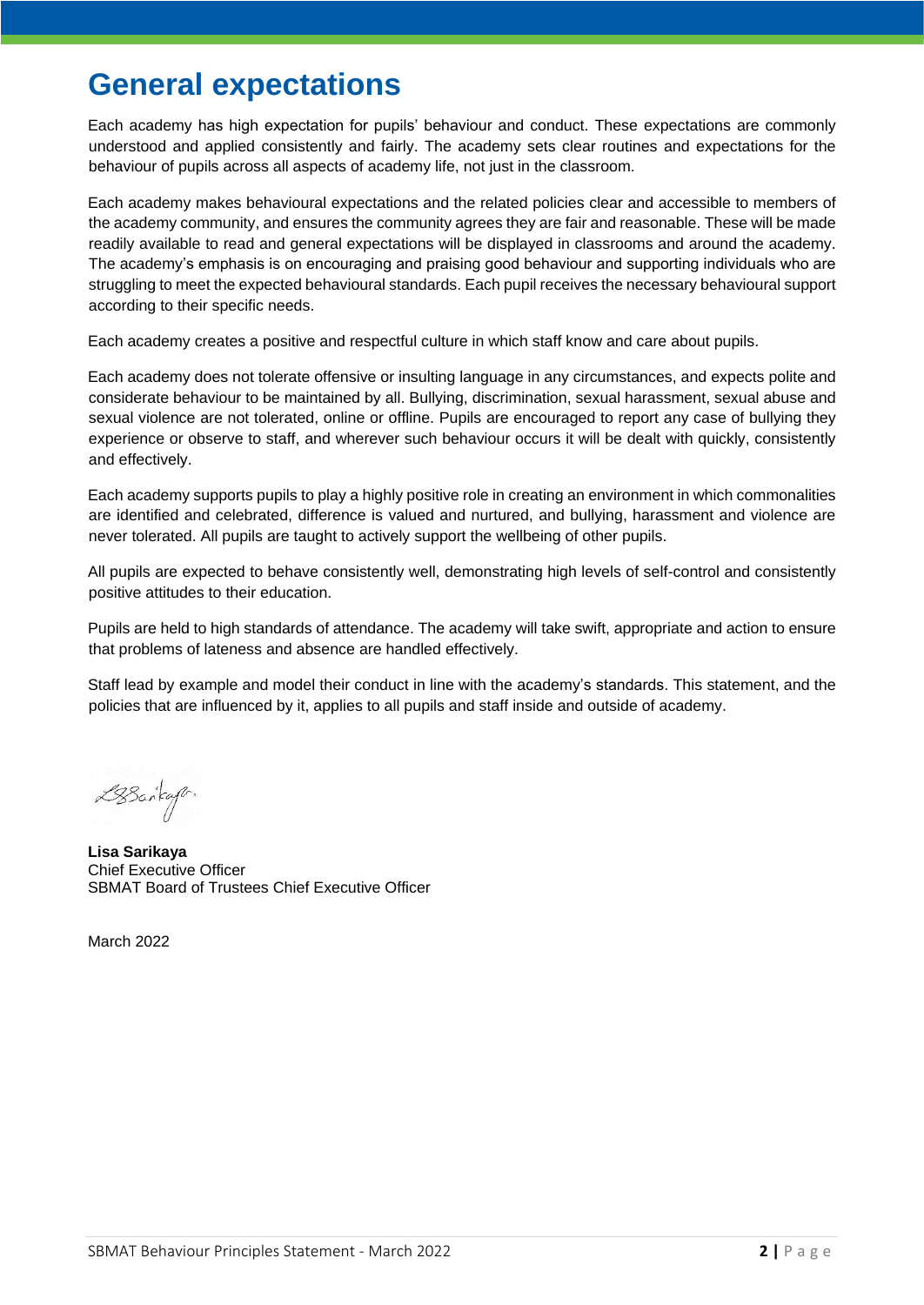# General expectations

Each academy has high expectation for pupils' behaviour and conduct. These expectations are commonly understood and applied consistently and fairly. The academy sets clear routines and expectations for the behaviour of pupils across all aspects of academy life, not just in the classroom.

Each academy makes behavioural expectations and the related policies clear and accessible to members of the academy community, and ensures the community agrees they are fair and reasonable. These will be made readily available to read and general expectations will be displayed in classrooms and around the academy. The academy's emphasis is on encouraging and praising good behaviour and supporting individuals who are struggling to meet the expected behavioural standards. Each pupil receives the necessary behavioural support according to their specific needs.

Each academy creates a positive and respectful culture in which staff know and care about pupils.

Each academy does not tolerate offensive or insulting language in any circumstances, and expects polite and considerate behaviour to be maintained by all. Bullying, discrimination, sexual harassment, sexual abuse and sexual violence are not tolerated, online or offline. Pupils are encouraged to report any case of bullying they experience or observe to staff, and wherever such behaviour occurs it will be dealt with quickly, consistently and effectively.

Each academy supports pupils to play a highly positive role in creating an environment in which commonalities are identified and celebrated, difference is valued and nurtured, and bullying, harassment and violence are never tolerated. All pupils are taught to actively support the wellbeing of other pupils.

All pupils are expected to behave consistently well, demonstrating high levels of self-control and consistently positive attitudes to their education.

Pupils are held to high standards of attendance. The academy will take swift, appropriate and action to ensure that problems of lateness and absence are handled effectively.

Staff lead by example and model their conduct in line with the academy's standards. This statement, and the policies that are influenced by it, applies to all pupils and staff inside and outside of academy.

**Lisa Sarikaya**
Chief Executive Officer
SBMAT Board of Trustees Chief Executive Officer

March 2022